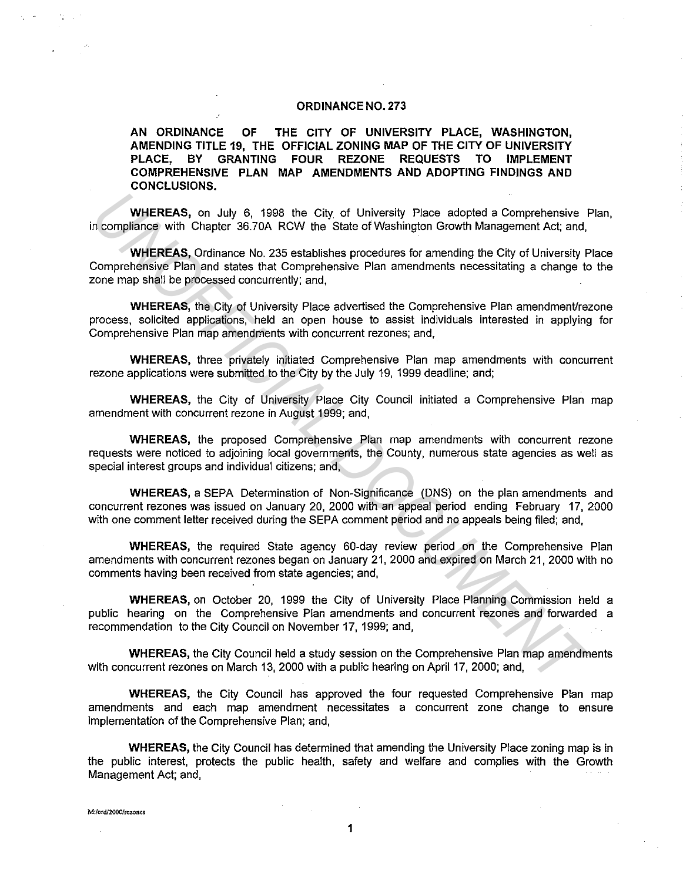# ORDINANCE NO. 273

**AN ORDINANCE OF THE CITY OF UNIVERSITY PLACE, WASHINGTON, AMENDING TITLE 19, THE OFFICIAL ZONING MAP OF THE CITY OF UNIVERSITY PLACE, BY GRANTING FOUR REZONE REQUESTS TO IMPLEMENT COMPREHENSIVE PLAN MAP AMENDMENTS AND ADOPTING FINDINGS AND CONCLUSIONS.**

**WHEREAS,** on July 6, 1998 the City of University Place adopted a Comprehensive Plan, in compliance with Chapter 36.70A RCW the State of Washington Growth Management Act; and,

**WHEREAS,** Ordinance No. 235 establishes procedures for amending the City of University Place Comprehensive Plan and states that Comprehensive Plan amendments necessitating a change to the zone map shall be processed concurrently; and,

**WHEREAS,** the City of University Place advertised the Comprehensive Plan amendment/rezone process, solicited applications, held an open house to assist individuals interested in applying for Comprehensive Plan map amendments with concurrent rezones; and,

**WHEREAS,** three privately initiated Comprehensive Plan map amendments with concurrent rezone applications were submitted to the City by the July 19, 1999 deadline; and;

**WHEREAS,** the City of University Place City Council initiated a Comprehensive Plan map amendment with concurrent rezone in August 1999; and,

**WHEREAS,** the proposed Comprehensive Plan map amendments with concurrent rezone requests were noticed to adjoining local governments, the County, numerous state agencies as well as special interest groups and individual citizens; and,

**WHEREAS,** a SEPA Determination of Non-Significance (DNS) on the plan amendments and concurrent rezones was issued on January 20, 2000 with an appeal period ending February 17, 2000 with one comment letter received during the SEPA comment period and no appeals being filed; and,

**WHEREAS,** the required State agency 60-day review period on the Comprehensive Plan amendments with concurrent rezones began on January 21, 2000 and expired on March 21, 2000 with no comments having been received from state agencies; and,

**WHEREAS,** on October 20, 1999 the City of University Place Planning Commission held a public hearing on the Comprehensive Plan amendments and concurrent rezones and forwarded a recommendation to the City Council on November 17, 1999; and,

**WHEREAS,** the City Council held a study session on the Comprehensive Plan map amendments with concurrent rezones on March 13, 2000 with a public hearing on April 17, 2000; and,

**WHEREAS,** the City Council has approved the four requested Comprehensive Plan map amendments and each map amendment necessitates a concurrent zone change to ensure implementation of the Comprehensive Plan; and,

**WHEREAS,** the City Council has determined that amending the University Place zoning map is in the public interest, protects the public health, safety and welfare and complies with the Growth Management Act; and,

M:/ord/2000/rezones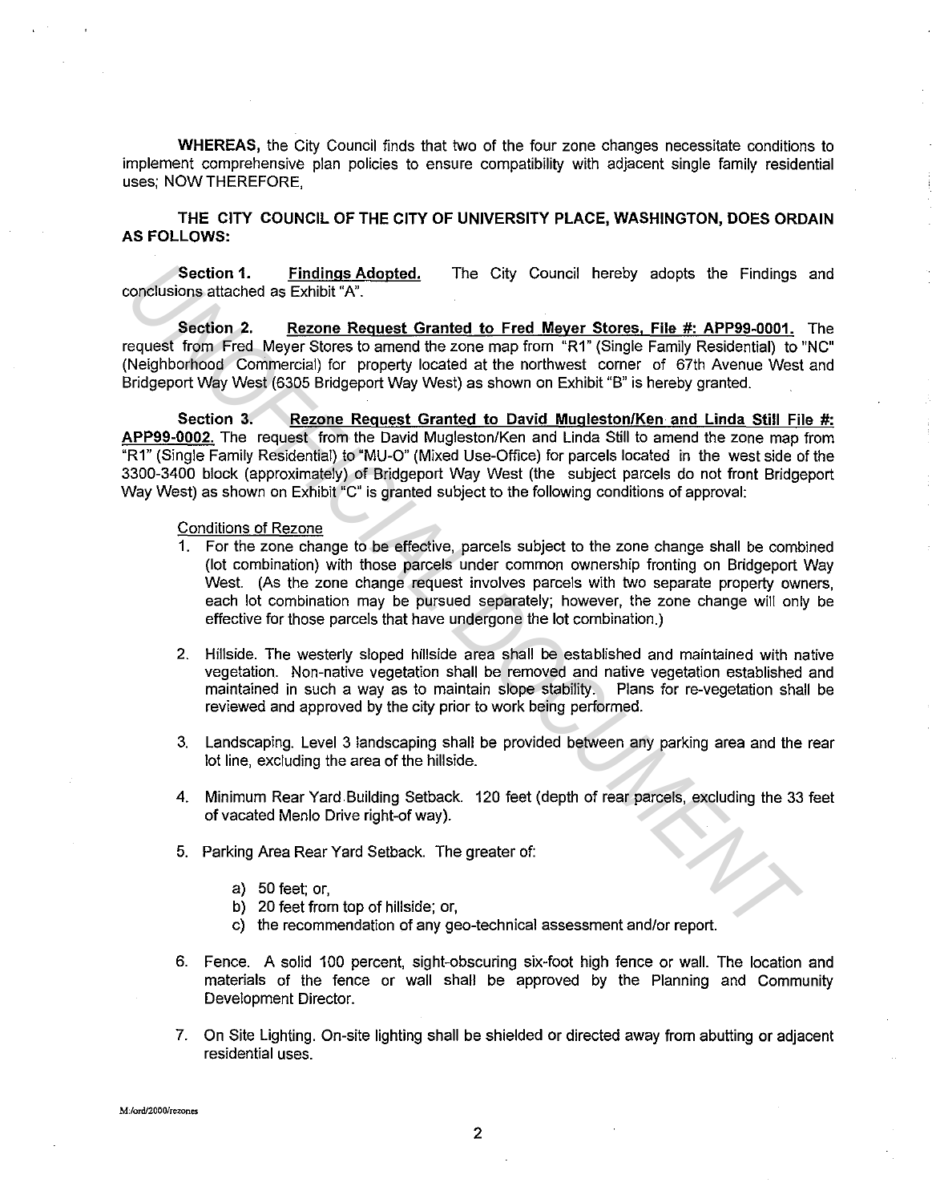**WHEREAS,** the City Council finds that two of the four zone changes necessitate conditions to implement comprehensive plan policies to ensure compatibility with adjacent single family residential uses; NOW THEREFORE,

**THE CITY COUNCIL OF THE CITY OF UNIVERSITY PLACE, WASHINGTON, DOES ORDAIN AS FOLLOWS:**

**Section 1. Findings Adopted.** The City Council hereby adopts the Findings and conclusions attached as Exhibit "A".

**Section 2. Rezone Request Granted to Fred Meyer Stores, File #: APP99-0001.** The request from Fred Meyer Stores to amend the zone map from "R1" (Single Family Residential) to "NC" (Neighborhood Commercial) for property located at the northwest corner of 67th Avenue West and Bridgeport Way West (6305 Bridgeport Way West) as shown on Exhibit "B" is hereby granted.

**Section 3. Rezone Request Granted to David Mugleston/Ken and Linda Still File #: APP99-0002.** The request from the David Mugleston/Ken and Linda Still to amend the zone map from "R1" (Single Family Residential) to "MU-O" (Mixed Use-Office) for parcels located in the west side of the 3300-3400 block (approximately) of Bridgeport Way West (the subject parcels do not front Bridgeport Way West) as shown on Exhibit "C" is granted subject to the following conditions of approval:

Conditions of Rezone

1. For the zone change to be effective, parcels subject to the zone change shall be combined (lot combination) with those parcels under common ownership fronting on Bridgeport Way West. (As the zone change request involves parcels with two separate property owners, each lot combination may be pursued separately; however, the zone change will only be effective for those parcels that have undergone the lot combination.)

2. Hillside. The westerly sloped hillside area shall be established and maintained with native vegetation. Non-native vegetation shall be removed and native vegetation established and maintained in such a way as to maintain slope stability. Plans for re-vegetation shall be reviewed and approved by the city prior to work being performed.

3. Landscaping. Level 3 landscaping shall be provided between any parking area and the rear lot line, excluding the area of the hillside.

4. Minimum Rear Yard Building Setback. 120 feet (depth of rear parcels, excluding the 33 feet of vacated Menlo Drive right-of way).

5. Parking Area Rear Yard Setback. The greater of:

   a) 50 feet; or,
   b) 20 feet from top of hillside; or,
   c) the recommendation of any geo-technical assessment and/or report.

6. Fence. A solid 100 percent, sight-obscuring six-foot high fence or wall. The location and materials of the fence or wall shall be approved by the Planning and Community Development Director.

7. On Site Lighting. On-site lighting shall be shielded or directed away from abutting or adjacent residential uses.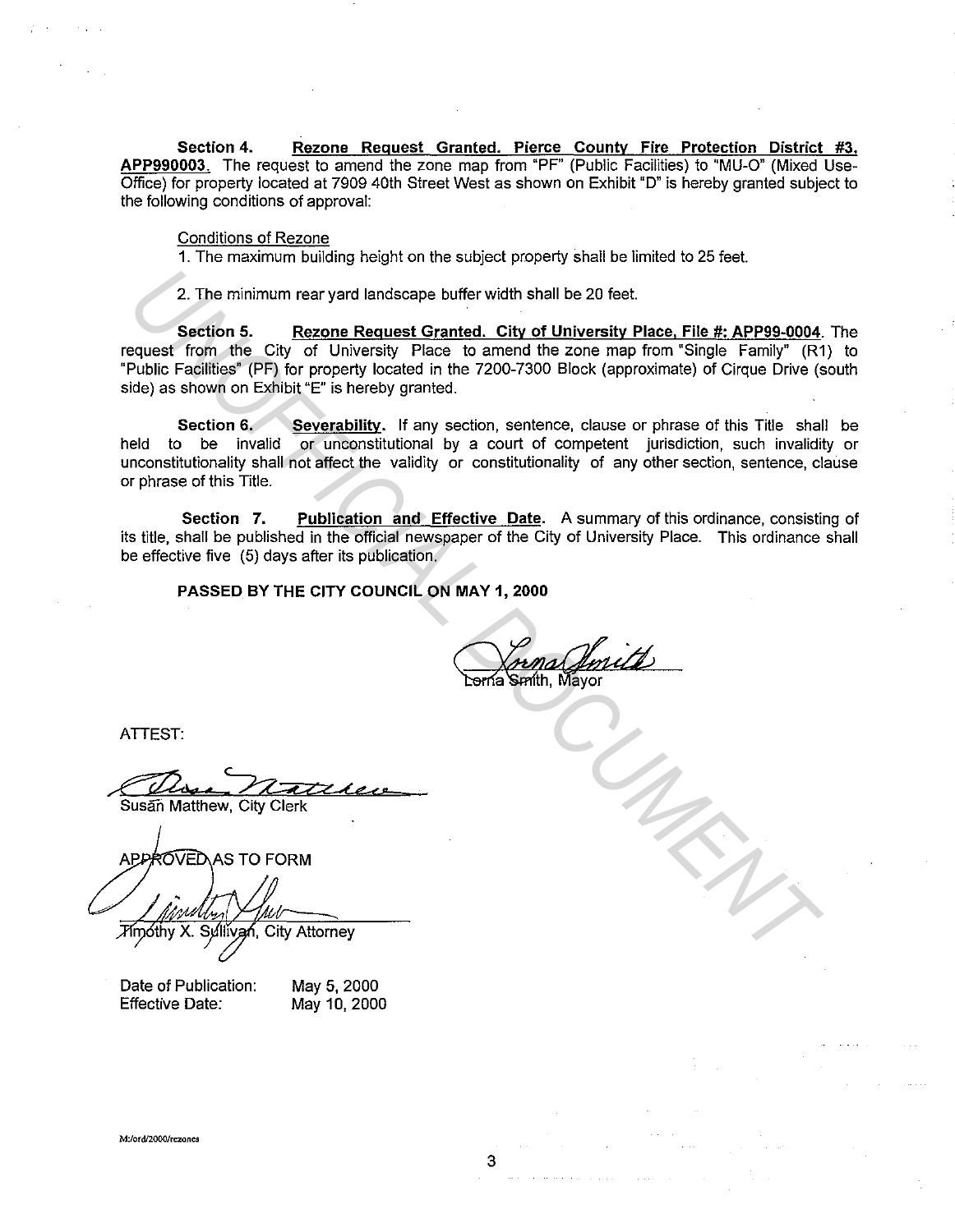**Section 4.** **Rezone Request Granted. Pierce County Fire Protection District #3. APP990003.** The request to amend the zone map from "PF" (Public Facilities) to "MU-O" (Mixed Use-Office) for property located at 7909 40th Street West as shown on Exhibit "D" is hereby granted subject to the following conditions of approval:

Conditions of Rezone

1. The maximum building height on the subject property shall be limited to 25 feet.

2. The minimum rear yard landscape buffer width shall be 20 feet.

**Section 5.** **Rezone Request Granted. City of University Place, File #: APP99-0004.** The request from the City of University Place to amend the zone map from "Single Family" (R1) to "Public Facilities" (PF) for property located in the 7200-7300 Block (approximate) of Cirque Drive (south side) as shown on Exhibit "E" is hereby granted.

**Section 6.** **Severability.** If any section, sentence, clause or phrase of this Title shall be held to be invalid or unconstitutional by a court of competent jurisdiction, such invalidity or unconstitutionality shall not affect the validity or constitutionality of any other section, sentence, clause or phrase of this Title.

**Section 7.** **Publication and Effective Date.** A summary of this ordinance, consisting of its title, shall be published in the official newspaper of the City of University Place. This ordinance shall be effective five (5) days after its publication.

**PASSED BY THE CITY COUNCIL ON MAY 1, 2000**

Lorna Smith, Mayor

ATTEST:

Susan Matthew, City Clerk

APPROVED AS TO FORM

Timothy X. Sullivan, City Attorney

Date of Publication: May 5, 2000
Effective Date: May 10, 2000

M:/ord/2000/rezones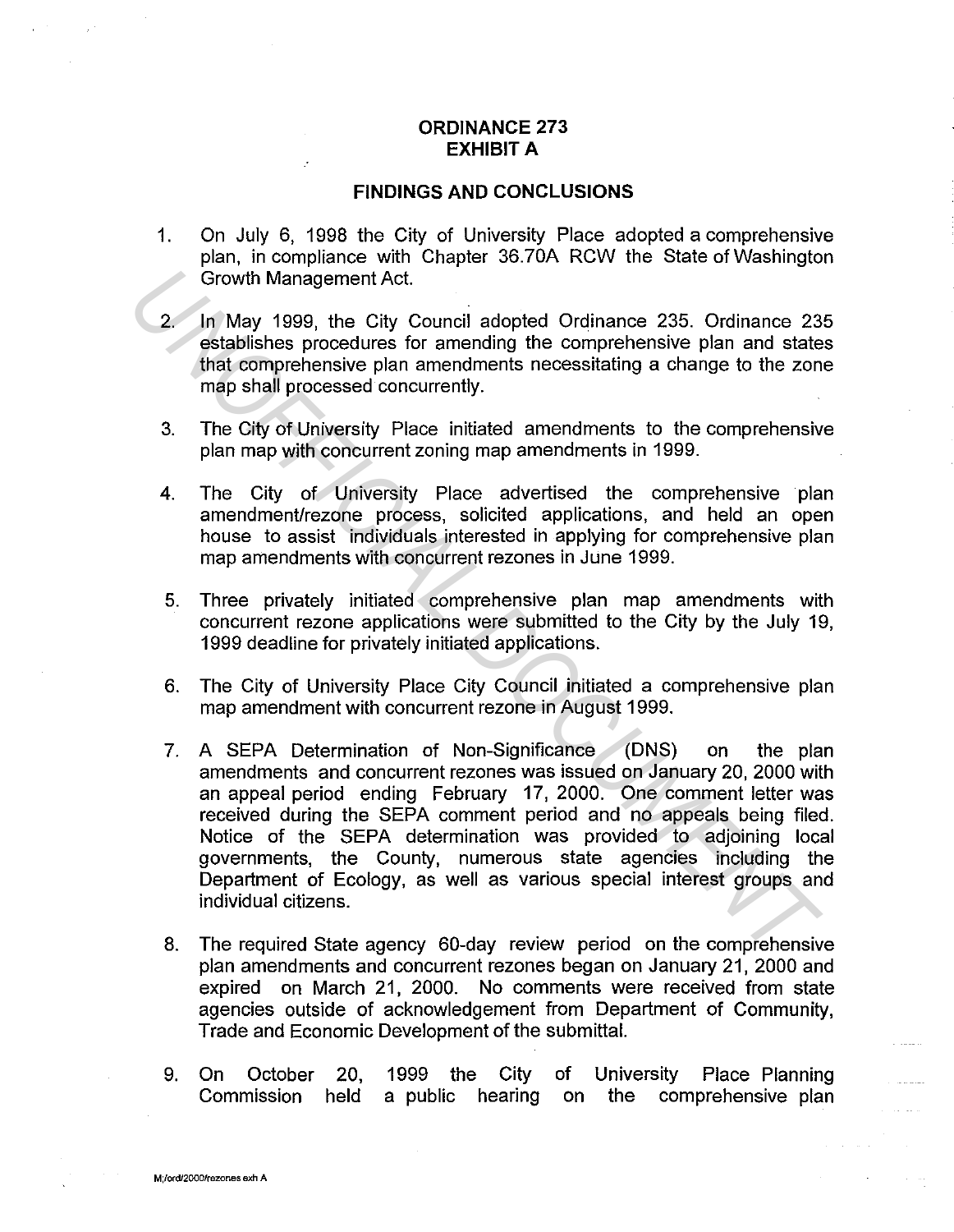# ORDINANCE 273
# EXHIBIT A

## FINDINGS AND CONCLUSIONS

1. On July 6, 1998 the City of University Place adopted a comprehensive plan, in compliance with Chapter 36.70A RCW the State of Washington Growth Management Act.

2. In May 1999, the City Council adopted Ordinance 235. Ordinance 235 establishes procedures for amending the comprehensive plan and states that comprehensive plan amendments necessitating a change to the zone map shall processed concurrently.

3. The City of University Place initiated amendments to the comprehensive plan map with concurrent zoning map amendments in 1999.

4. The City of University Place advertised the comprehensive plan amendment/rezone process, solicited applications, and held an open house to assist individuals interested in applying for comprehensive plan map amendments with concurrent rezones in June 1999.

5. Three privately initiated comprehensive plan map amendments with concurrent rezone applications were submitted to the City by the July 19, 1999 deadline for privately initiated applications.

6. The City of University Place City Council initiated a comprehensive plan map amendment with concurrent rezone in August 1999.

7. A SEPA Determination of Non-Significance (DNS) on the plan amendments and concurrent rezones was issued on January 20, 2000 with an appeal period ending February 17, 2000. One comment letter was received during the SEPA comment period and no appeals being filed. Notice of the SEPA determination was provided to adjoining local governments, the County, numerous state agencies including the Department of Ecology, as well as various special interest groups and individual citizens.

8. The required State agency 60-day review period on the comprehensive plan amendments and concurrent rezones began on January 21, 2000 and expired on March 21, 2000. No comments were received from state agencies outside of acknowledgement from Department of Community, Trade and Economic Development of the submittal.

9. On October 20, 1999 the City of University Place Planning Commission held a public hearing on the comprehensive plan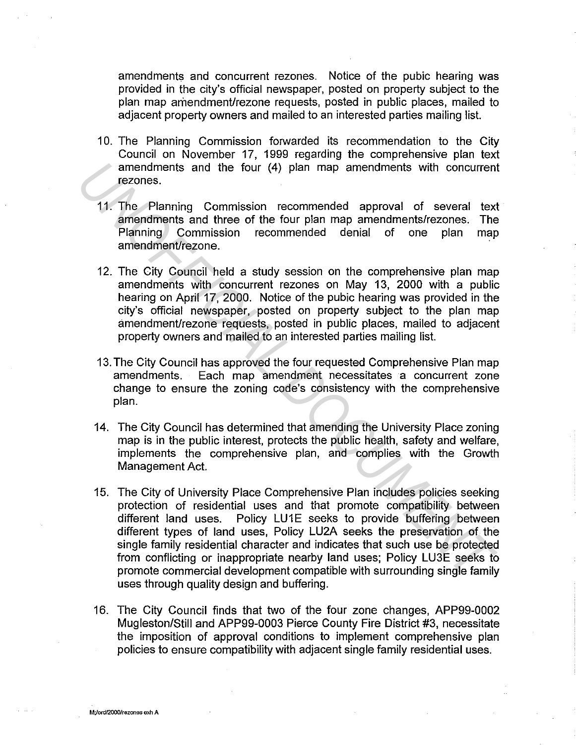amendments and concurrent rezones. Notice of the pubic hearing was provided in the city's official newspaper, posted on property subject to the plan map amendment/rezone requests, posted in public places, mailed to adjacent property owners and mailed to an interested parties mailing list.

10. The Planning Commission forwarded its recommendation to the City Council on November 17, 1999 regarding the comprehensive plan text amendments and the four (4) plan map amendments with concurrent rezones.

11. The Planning Commission recommended approval of several text amendments and three of the four plan map amendments/rezones. The Planning Commission recommended denial of one plan map amendment/rezone.

12. The City Council held a study session on the comprehensive plan map amendments with concurrent rezones on May 13, 2000 with a public hearing on April 17, 2000. Notice of the pubic hearing was provided in the city's official newspaper, posted on property subject to the plan map amendment/rezone requests, posted in public places, mailed to adjacent property owners and mailed to an interested parties mailing list.

13. The City Council has approved the four requested Comprehensive Plan map amendments. Each map amendment necessitates a concurrent zone change to ensure the zoning code's consistency with the comprehensive plan.

14. The City Council has determined that amending the University Place zoning map is in the public interest, protects the public health, safety and welfare, implements the comprehensive plan, and complies with the Growth Management Act.

15. The City of University Place Comprehensive Plan includes policies seeking protection of residential uses and that promote compatibility between different land uses. Policy LU1E seeks to provide buffering between different types of land uses, Policy LU2A seeks the preservation of the single family residential character and indicates that such use be protected from conflicting or inappropriate nearby land uses; Policy LU3E seeks to promote commercial development compatible with surrounding single family uses through quality design and buffering.

16. The City Council finds that two of the four zone changes, APP99-0002 Mugleston/Still and APP99-0003 Pierce County Fire District #3, necessitate the imposition of approval conditions to implement comprehensive plan policies to ensure compatibility with adjacent single family residential uses.

M:/ord/2000/rezones exh A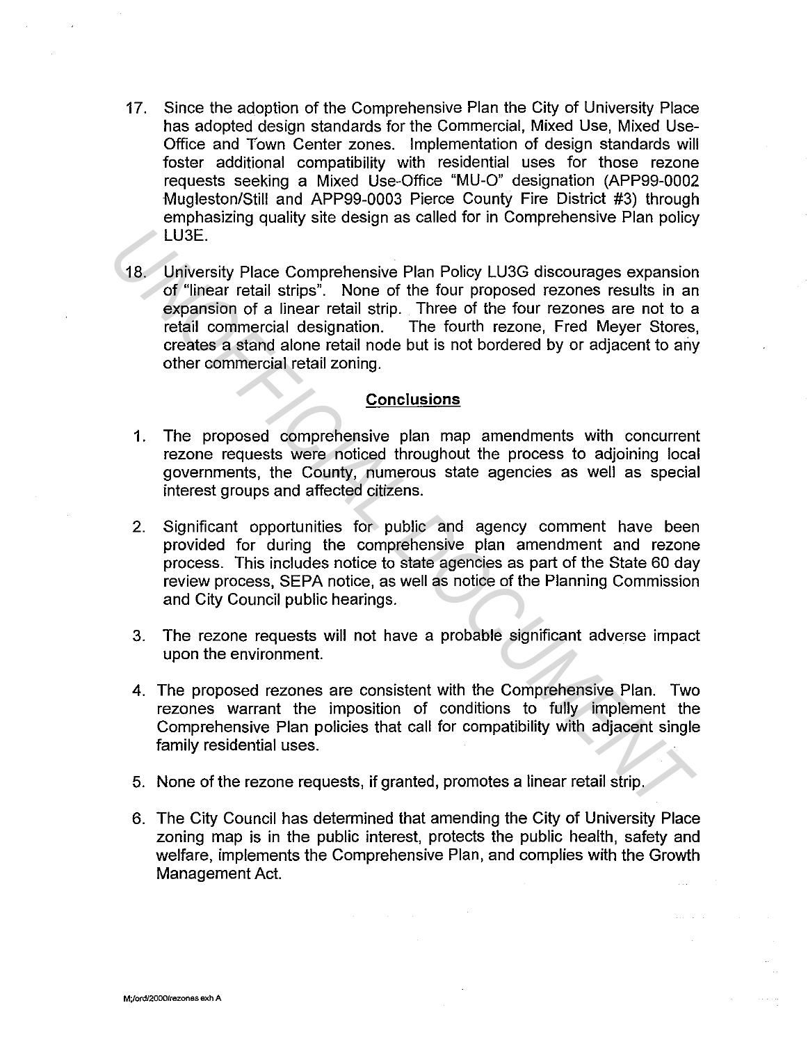17. Since the adoption of the Comprehensive Plan the City of University Place has adopted design standards for the Commercial, Mixed Use, Mixed Use-Office and Town Center zones. Implementation of design standards will foster additional compatibility with residential uses for those rezone requests seeking a Mixed Use-Office "MU-O" designation (APP99-0002 Mugleston/Still and APP99-0003 Pierce County Fire District #3) through emphasizing quality site design as called for in Comprehensive Plan policy LU3E.

18. University Place Comprehensive Plan Policy LU3G discourages expansion of "linear retail strips". None of the four proposed rezones results in an expansion of a linear retail strip. Three of the four rezones are not to a retail commercial designation. The fourth rezone, Fred Meyer Stores, creates a stand alone retail node but is not bordered by or adjacent to any other commercial retail zoning.

## Conclusions

1. The proposed comprehensive plan map amendments with concurrent rezone requests were noticed throughout the process to adjoining local governments, the County, numerous state agencies as well as special interest groups and affected citizens.

2. Significant opportunities for public and agency comment have been provided for during the comprehensive plan amendment and rezone process. This includes notice to state agencies as part of the State 60 day review process, SEPA notice, as well as notice of the Planning Commission and City Council public hearings.

3. The rezone requests will not have a probable significant adverse impact upon the environment.

4. The proposed rezones are consistent with the Comprehensive Plan. Two rezones warrant the imposition of conditions to fully implement the Comprehensive Plan policies that call for compatibility with adjacent single family residential uses.

5. None of the rezone requests, if granted, promotes a linear retail strip.

6. The City Council has determined that amending the City of University Place zoning map is in the public interest, protects the public health, safety and welfare, implements the Comprehensive Plan, and complies with the Growth Management Act.

M:/ord/2000/rezones exh A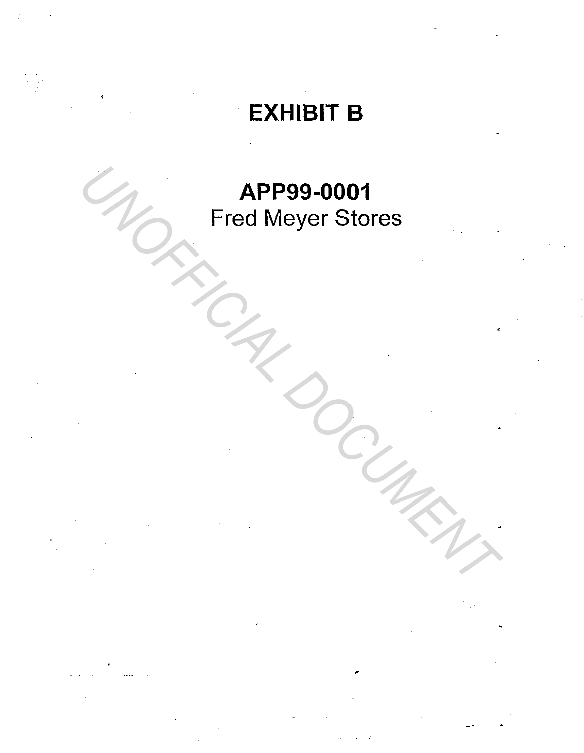# EXHIBIT B

## APP99-0001

Fred Meyer Stores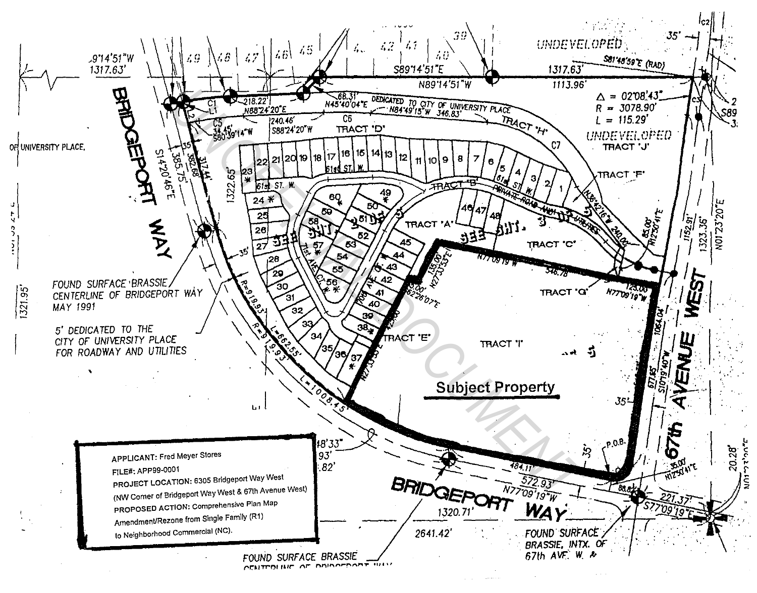UNDEVELOPED

DEDICATED TO CITY OF UNIVERSITY PLACE

TRACT "D"

TRACT "H"

UNDEVELOPED
TRACT "J"

TRACT "F"

TRACT "B"

PRIVATE ROAD AND UTILITIES

TRACT "A"

TRACT "C"

TRACT "G"

TRACT "E"

TRACT "I"

**Subject Property**

BRIDGEPORT WAY

67th AVENUE WEST

FOUND SURFACE BRASSIE
CENTERLINE OF BRIDGEPORT WAY
MAY 1991

5' DEDICATED TO THE
CITY OF UNIVERSITY PLACE
FOR ROADWAY AND UTILITIES

FOUND SURFACE BRASSIE
CENTERLINE OF BRIDGEPORT WAY

FOUND SURFACE
BRASSIE, INTX. OF
67th AVE. W. &

P.O.B.

$\Delta$ = 02°08'43"
R = 3078.90'
L = 115.29'

APPLICANT: Fred Meyer Stores
FILE#: APP99-0001
PROJECT LOCATION: 6305 Bridgeport Way West
(NW Corner of Bridgeport Way West & 67th Avenue West)
PROPOSED ACTION: Comprehensive Plan Map
Amendment/Rezone from Single Family (R1)
to Neighborhood Commercial (NC).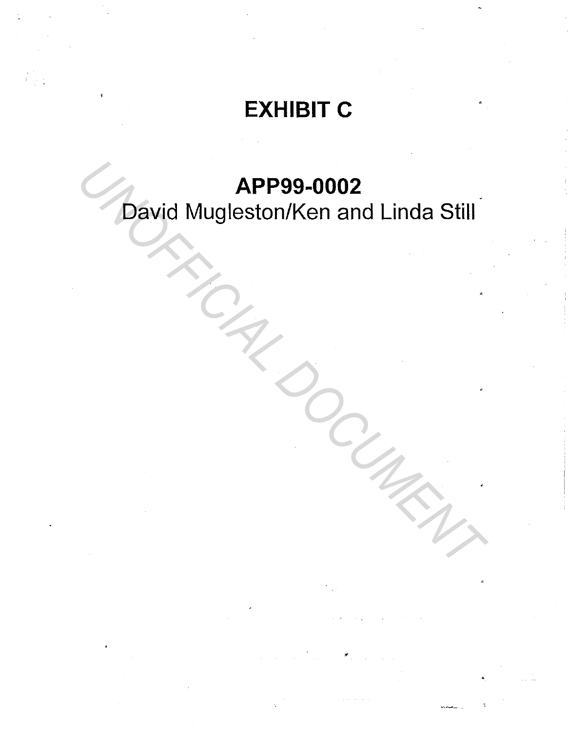# EXHIBIT C

## APP99-0002

David Mugleston/Ken and Linda Still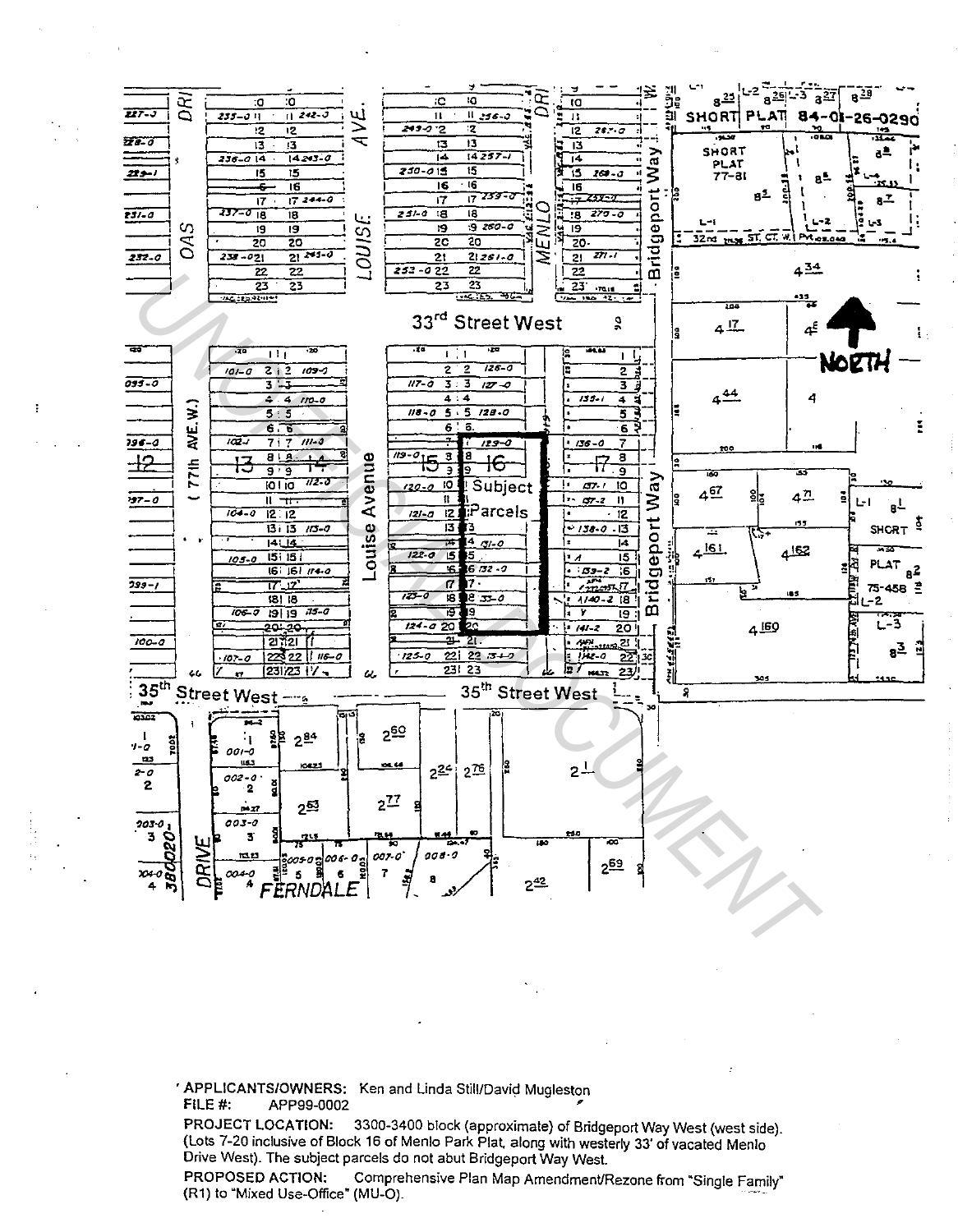33rd Street West

35th Street West

Louise Avenue

Bridgeport Way

NORTH

Subject Parcels

**APPLICANTS/OWNERS:** Ken and Linda Still/David Mugleston

**FILE #:** APP99-0002

**PROJECT LOCATION:** 3300-3400 block (approximate) of Bridgeport Way West (west side). (Lots 7-20 inclusive of Block 16 of Menlo Park Plat, along with westerly 33' of vacated Menlo Drive West). The subject parcels do not abut Bridgeport Way West.

**PROPOSED ACTION:** Comprehensive Plan Map Amendment/Rezone from "Single Family" (R1) to "Mixed Use-Office" (MU-O).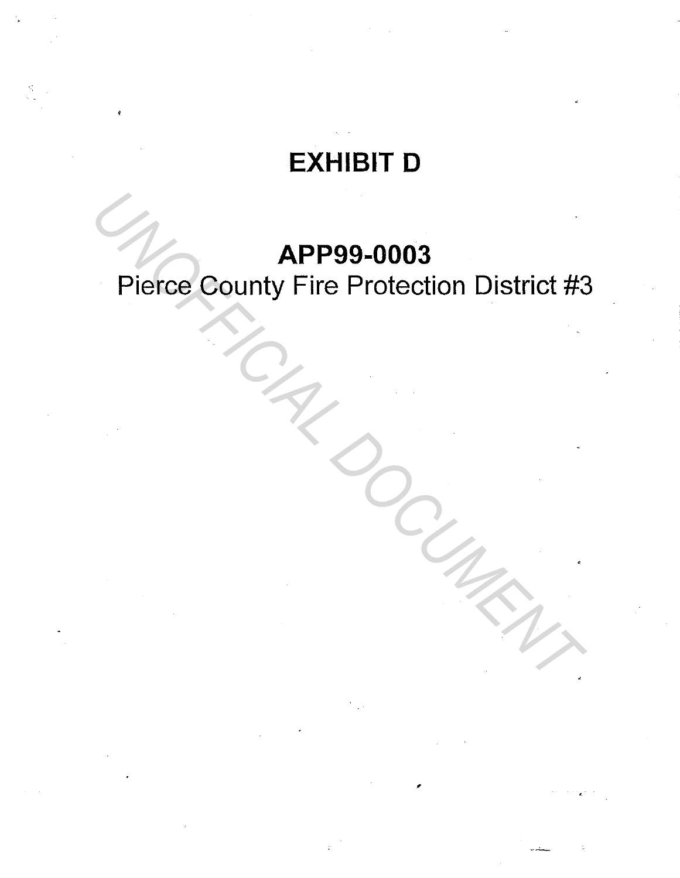# EXHIBIT D

## APP99-0003

Pierce County Fire Protection District #3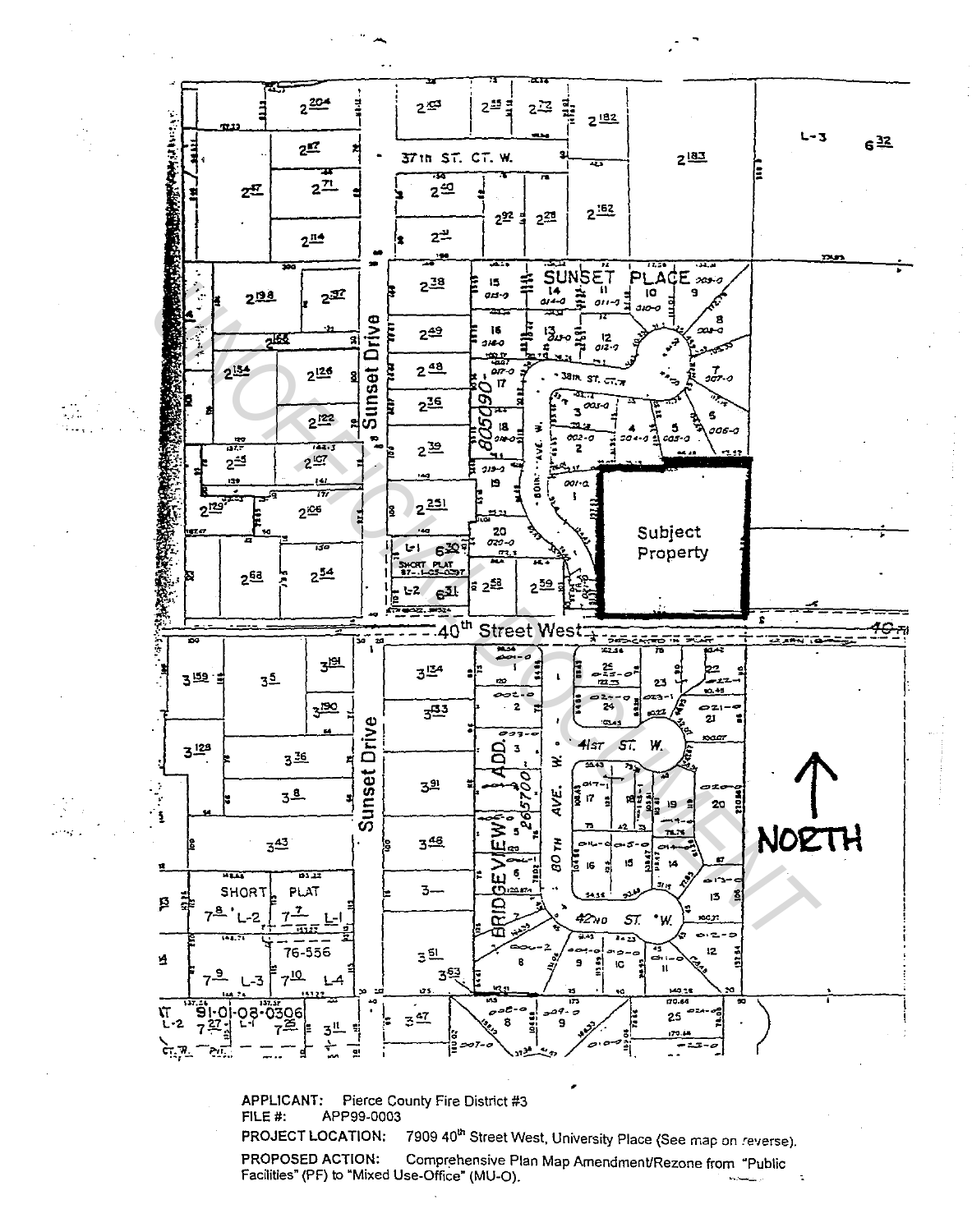APPLICANT: Pierce County Fire District #3

FILE #: APP99-0003

PROJECT LOCATION: 7909 40th Street West, University Place (See map on reverse).

PROPOSED ACTION: Comprehensive Plan Map Amendment/Rezone from "Public Facilities" (PF) to "Mixed Use-Office" (MU-O).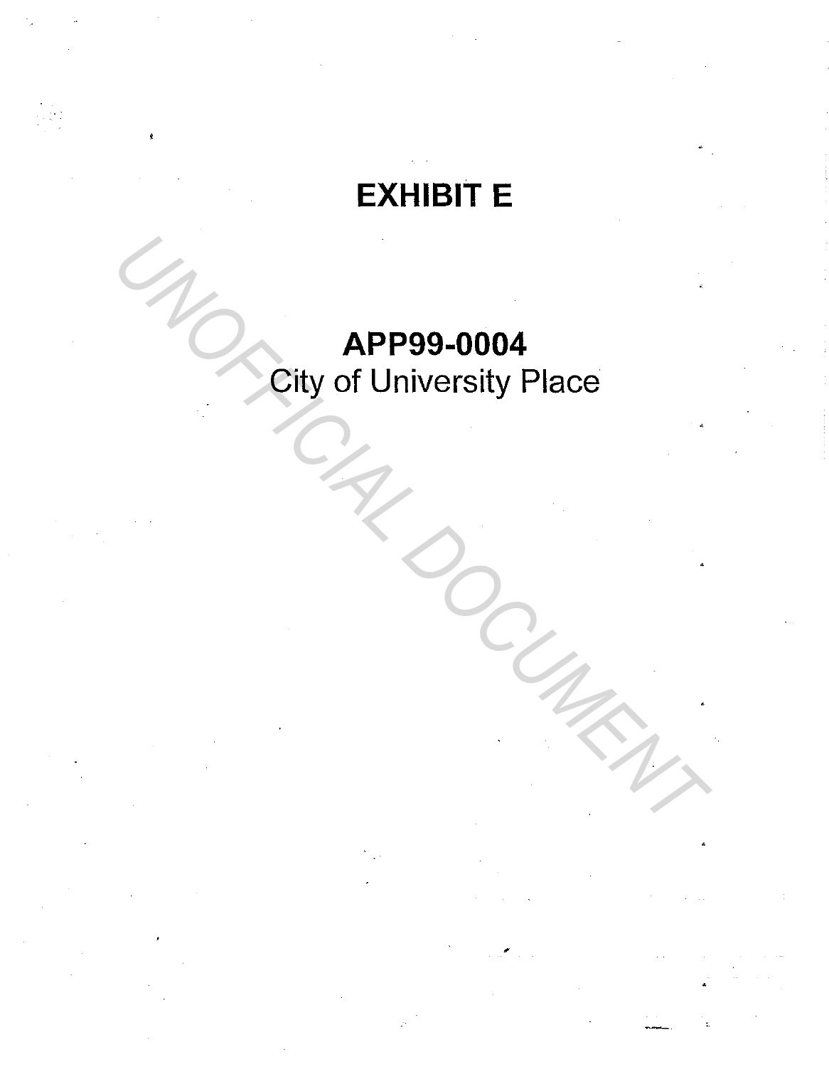# EXHIBIT E

**APP99-0004**

City of University Place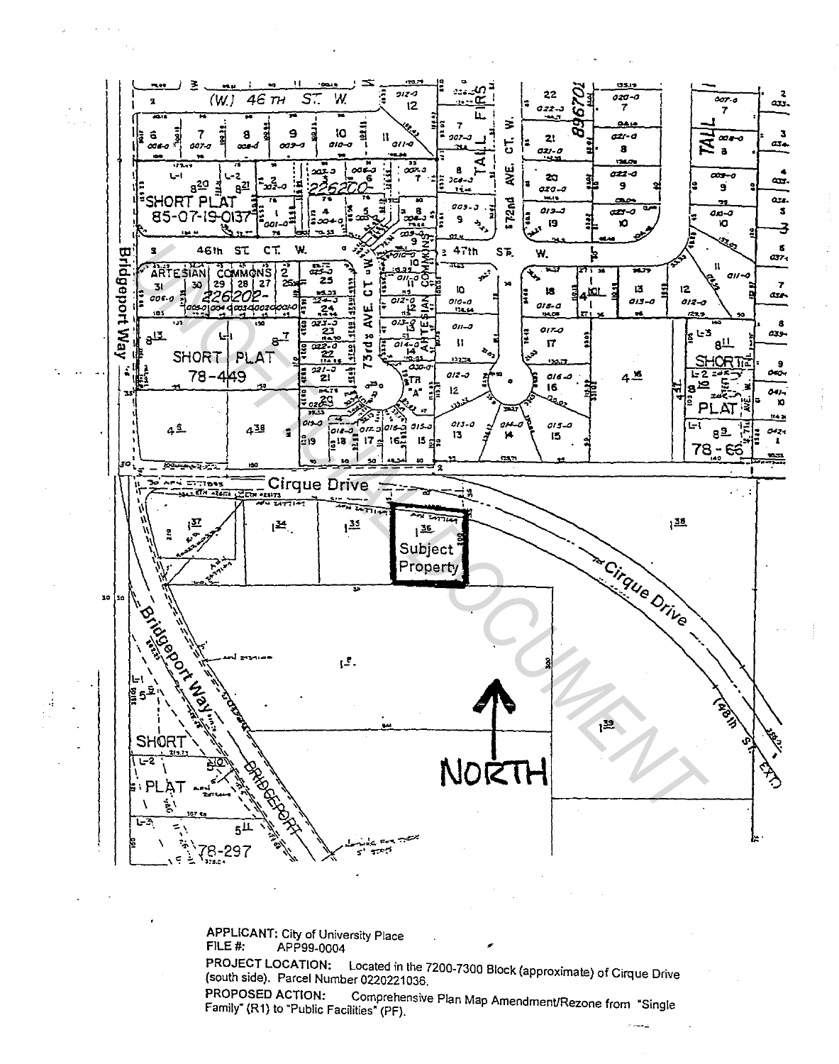**APPLICANT:** City of University Place
**FILE #:** APP99-0004
**PROJECT LOCATION:** Located in the 7200-7300 Block (approximate) of Cirque Drive (south side). Parcel Number 0220221036.
**PROPOSED ACTION:** Comprehensive Plan Map Amendment/Rezone from "Single Family" (R1) to "Public Facilities" (PF).